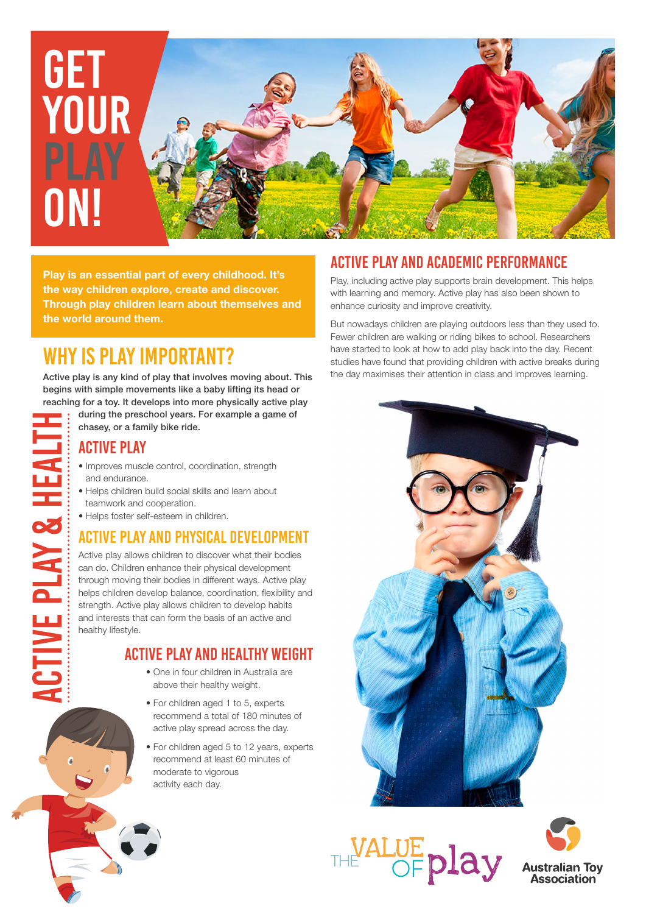# GET YOUR PLAY ON!

**Play is an essential part of every childhood. It's the way children explore, create and discover. Through play children learn about themselves and the world around them.**

## WHY IS PLAY IMPORTANT?

**Active play is any kind of play that involves moving about. This begins with simple movements like a baby lifting its head or reaching for a toy. It develops into more physically active play during the preschool years. For example a game of chasey, or a family bike ride.**

## ACTIVE PLAY & HEALTH

### ACTIVE PLAY

- Improves muscle control, coordination, strength and endurance.
- Helps children build social skills and learn about teamwork and cooperation.
- Helps foster self-esteem in children.

### ACTIVE PLAY AND PHYSICAL DEVELOPMENT

Active play allows children to discover what their bodies can do. Children enhance their physical development through moving their bodies in different ways. Active play helps children develop balance, coordination, flexibility and strength. Active play allows children to develop habits and interests that can form the basis of an active and healthy lifestyle.

### ACTIVE PLAY AND HEALTHY WEIGHT

- One in four children in Australia are above their healthy weight.
- For children aged 1 to 5, experts recommend a total of 180 minutes of active play spread across the day.
- For children aged 5 to 12 years, experts recommend at least 60 minutes of moderate to vigorous activity each day.

## ACTIVE PLAY AND ACADEMIC PERFORMANCE

Play, including active play supports brain development. This helps with learning and memory. Active play has also been shown to enhance curiosity and improve creativity.

But nowadays children are playing outdoors less than they used to. Fewer children are walking or riding bikes to school. Researchers have started to look at how to add play back into the day. Recent studies have found that providing children with active breaks during the day maximises their attention in class and improves learning.

THE VALUE OF play

Australian Toy Association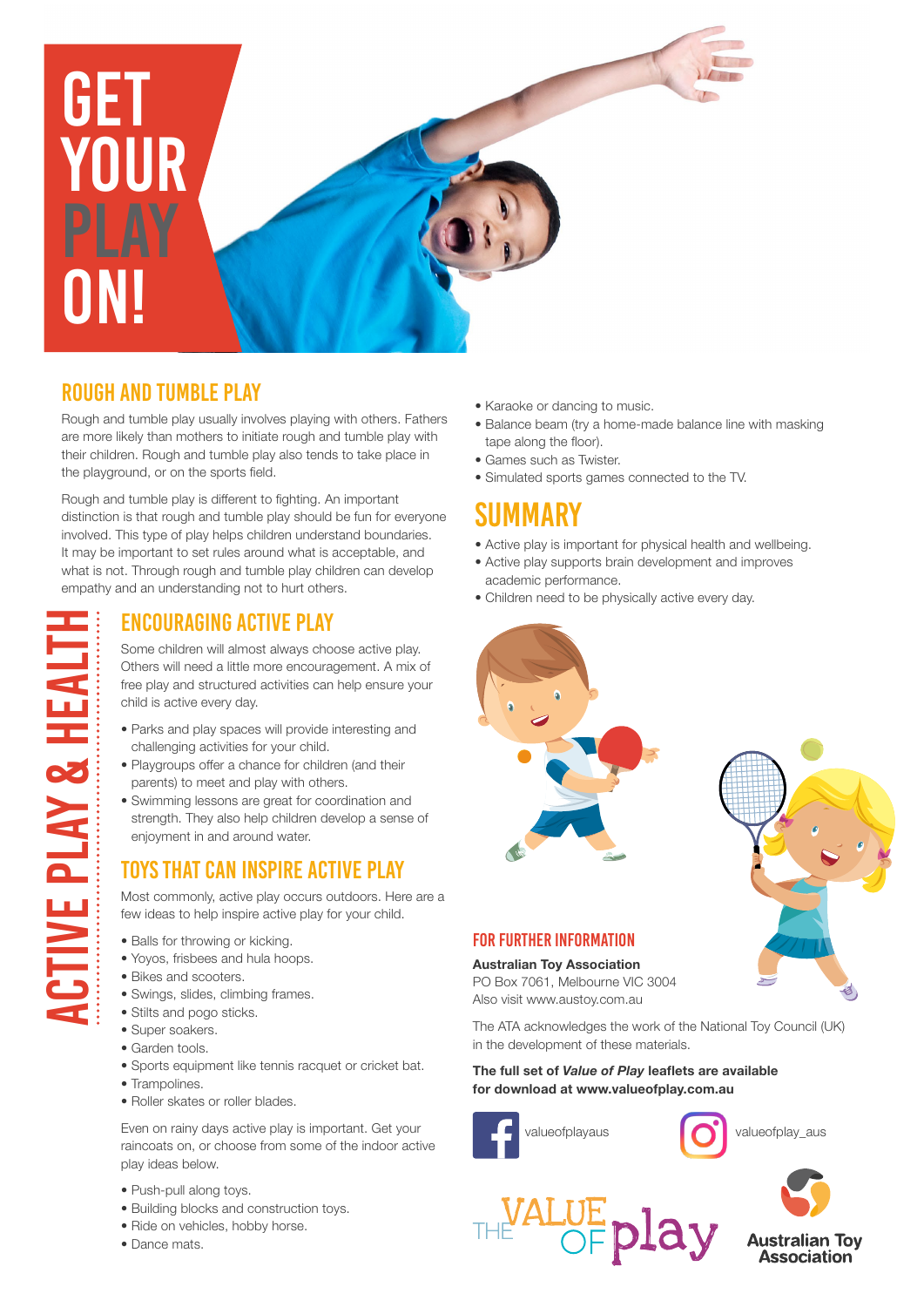# GET YOUR PLAY ON!

## ROUGH AND TUMBLE PLAY

Rough and tumble play usually involves playing with others. Fathers are more likely than mothers to initiate rough and tumble play with their children. Rough and tumble play also tends to take place in the playground, or on the sports field.

Rough and tumble play is different to fighting. An important distinction is that rough and tumble play should be fun for everyone involved. This type of play helps children understand boundaries. It may be important to set rules around what is acceptable, and what is not. Through rough and tumble play children can develop empathy and an understanding not to hurt others.

ACTIVE PLAY & HEALTH

## ENCOURAGING ACTIVE PLAY

Some children will almost always choose active play. Others will need a little more encouragement. A mix of free play and structured activities can help ensure your child is active every day.

- Parks and play spaces will provide interesting and challenging activities for your child.
- Playgroups offer a chance for children (and their parents) to meet and play with others.
- Swimming lessons are great for coordination and strength. They also help children develop a sense of enjoyment in and around water.

## TOYS THAT CAN INSPIRE ACTIVE PLAY

Most commonly, active play occurs outdoors. Here are a few ideas to help inspire active play for your child.

- Balls for throwing or kicking.
- Yoyos, frisbees and hula hoops.
- Bikes and scooters.
- Swings, slides, climbing frames.
- Stilts and pogo sticks.
- Super soakers.
- Garden tools.
- Sports equipment like tennis racquet or cricket bat.
- Trampolines.
- Roller skates or roller blades.

Even on rainy days active play is important. Get your raincoats on, or choose from some of the indoor active play ideas below.

- Push-pull along toys.
- Building blocks and construction toys.
- Ride on vehicles, hobby horse.
- Dance mats.
- Karaoke or dancing to music.
- Balance beam (try a home-made balance line with masking tape along the floor).
- Games such as Twister.
- Simulated sports games connected to the TV.

## SUMMARY

- Active play is important for physical health and wellbeing.
- Active play supports brain development and improves academic performance.
- Children need to be physically active every day.

### FOR FURTHER INFORMATION

**Australian Toy Association**
PO Box 7061, Melbourne VIC 3004
Also visit www.austoy.com.au

The ATA acknowledges the work of the National Toy Council (UK) in the development of these materials.

**The full set of *Value of Play* leaflets are available for download at www.valueofplay.com.au**

valueofplayaus

valueofplay_aus

THE VALUE OF play

Australian Toy Association